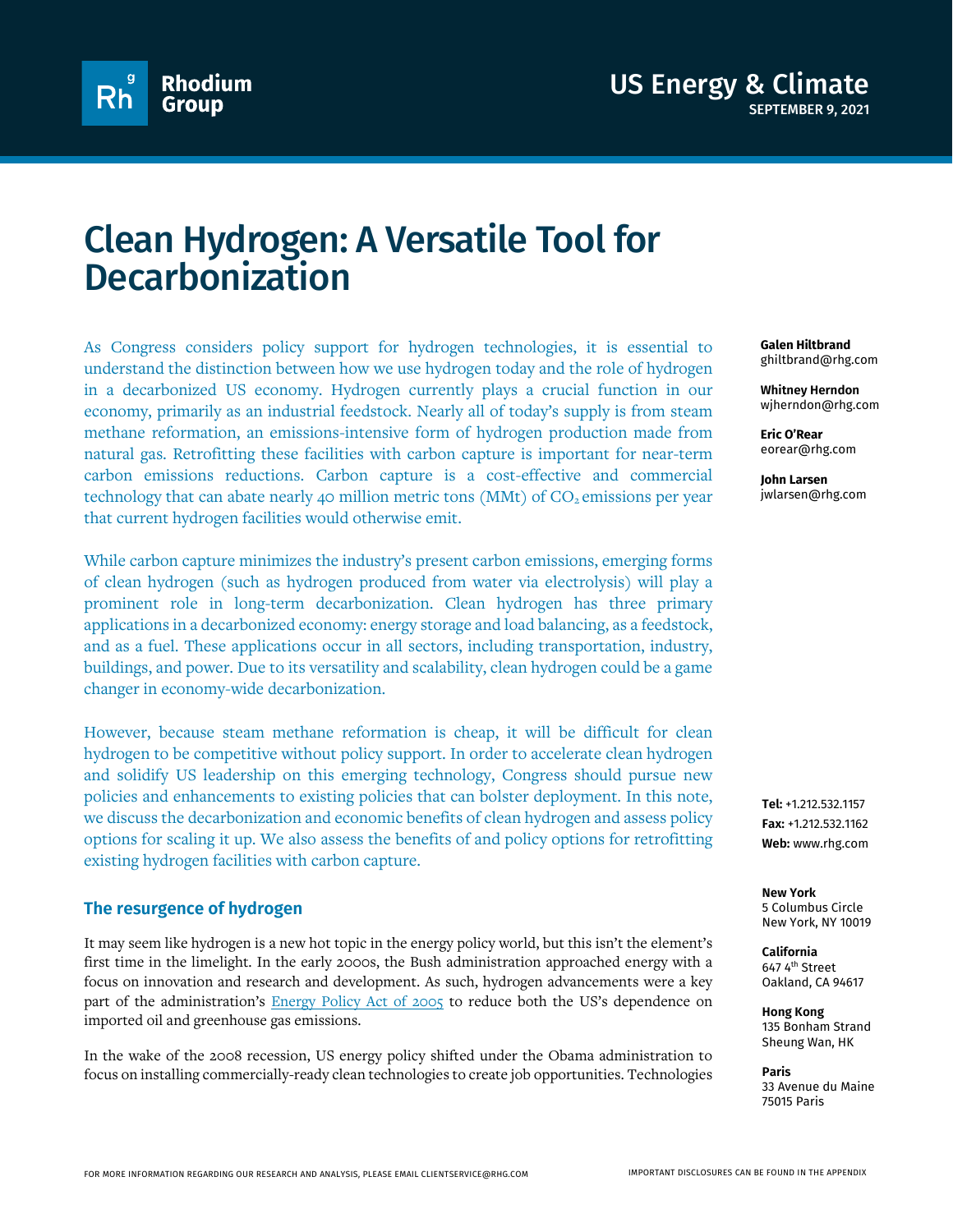Rhodium Group

US Energy & Climate
SEPTEMBER 9, 2021

# Clean Hydrogen: A Versatile Tool for Decarbonization

**Galen Hiltbrand**
ghiltbrand@rhg.com

**Whitney Herndon**
wjherndon@rhg.com

**Eric O'Rear**
eorear@rhg.com

**John Larsen**
jwlarsen@rhg.com

As Congress considers policy support for hydrogen technologies, it is essential to understand the distinction between how we use hydrogen today and the role of hydrogen in a decarbonized US economy. Hydrogen currently plays a crucial function in our economy, primarily as an industrial feedstock. Nearly all of today's supply is from steam methane reformation, an emissions-intensive form of hydrogen production made from natural gas. Retrofitting these facilities with carbon capture is important for near-term carbon emissions reductions. Carbon capture is a cost-effective and commercial technology that can abate nearly 40 million metric tons (MMt) of $CO_2$ emissions per year that current hydrogen facilities would otherwise emit.

While carbon capture minimizes the industry's present carbon emissions, emerging forms of clean hydrogen (such as hydrogen produced from water via electrolysis) will play a prominent role in long-term decarbonization. Clean hydrogen has three primary applications in a decarbonized economy: energy storage and load balancing, as a feedstock, and as a fuel. These applications occur in all sectors, including transportation, industry, buildings, and power. Due to its versatility and scalability, clean hydrogen could be a game changer in economy-wide decarbonization.

However, because steam methane reformation is cheap, it will be difficult for clean hydrogen to be competitive without policy support. In order to accelerate clean hydrogen and solidify US leadership on this emerging technology, Congress should pursue new policies and enhancements to existing policies that can bolster deployment. In this note, we discuss the decarbonization and economic benefits of clean hydrogen and assess policy options for scaling it up. We also assess the benefits of and policy options for retrofitting existing hydrogen facilities with carbon capture.

**Tel:** +1.212.532.1157
**Fax:** +1.212.532.1162
**Web:** www.rhg.com

**New York**
5 Columbus Circle
New York, NY 10019

**California**
647 4th Street
Oakland, CA 94617

**Hong Kong**
135 Bonham Strand
Sheung Wan, HK

**Paris**
33 Avenue du Maine
75015 Paris

## The resurgence of hydrogen

It may seem like hydrogen is a new hot topic in the energy policy world, but this isn't the element's first time in the limelight. In the early 2000s, the Bush administration approached energy with a focus on innovation and research and development. As such, hydrogen advancements were a key part of the administration's Energy Policy Act of 2005 to reduce both the US's dependence on imported oil and greenhouse gas emissions.

In the wake of the 2008 recession, US energy policy shifted under the Obama administration to focus on installing commercially-ready clean technologies to create job opportunities. Technologies

FOR MORE INFORMATION REGARDING OUR RESEARCH AND ANALYSIS, PLEASE EMAIL CLIENTSERVICE@RHG.COM

IMPORTANT DISCLOSURES CAN BE FOUND IN THE APPENDIX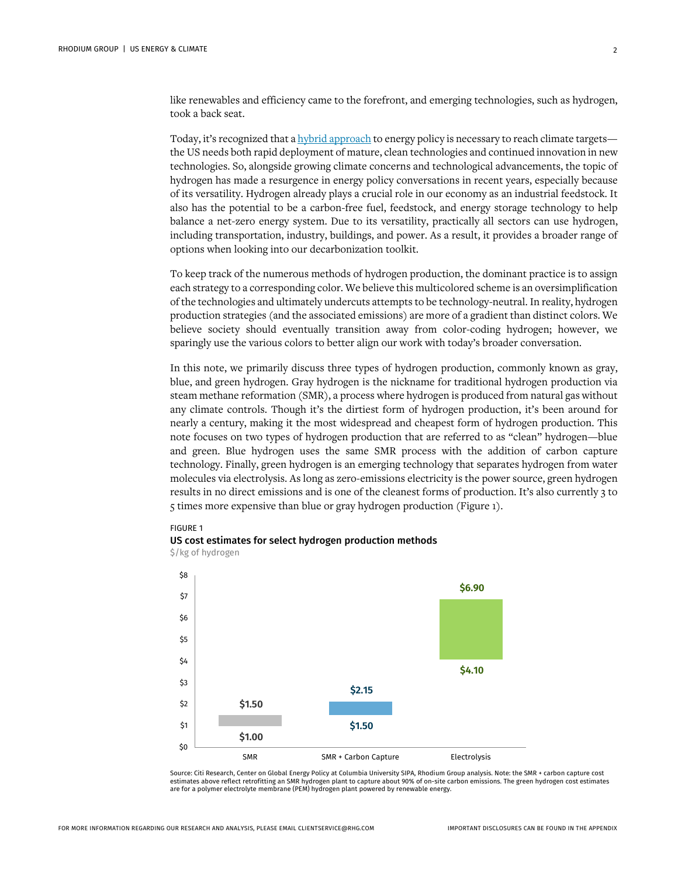like renewables and efficiency came to the forefront, and emerging technologies, such as hydrogen, took a back seat.

Today, it's recognized that a hybrid approach to energy policy is necessary to reach climate targets—the US needs both rapid deployment of mature, clean technologies and continued innovation in new technologies. So, alongside growing climate concerns and technological advancements, the topic of hydrogen has made a resurgence in energy policy conversations in recent years, especially because of its versatility. Hydrogen already plays a crucial role in our economy as an industrial feedstock. It also has the potential to be a carbon-free fuel, feedstock, and energy storage technology to help balance a net-zero energy system. Due to its versatility, practically all sectors can use hydrogen, including transportation, industry, buildings, and power. As a result, it provides a broader range of options when looking into our decarbonization toolkit.

To keep track of the numerous methods of hydrogen production, the dominant practice is to assign each strategy to a corresponding color. We believe this multicolored scheme is an oversimplification of the technologies and ultimately undercuts attempts to be technology-neutral. In reality, hydrogen production strategies (and the associated emissions) are more of a gradient than distinct colors. We believe society should eventually transition away from color-coding hydrogen; however, we sparingly use the various colors to better align our work with today's broader conversation.

In this note, we primarily discuss three types of hydrogen production, commonly known as gray, blue, and green hydrogen. Gray hydrogen is the nickname for traditional hydrogen production via steam methane reformation (SMR), a process where hydrogen is produced from natural gas without any climate controls. Though it's the dirtiest form of hydrogen production, it's been around for nearly a century, making it the most widespread and cheapest form of hydrogen production. This note focuses on two types of hydrogen production that are referred to as "clean" hydrogen—blue and green. Blue hydrogen uses the same SMR process with the addition of carbon capture technology. Finally, green hydrogen is an emerging technology that separates hydrogen from water molecules via electrolysis. As long as zero-emissions electricity is the power source, green hydrogen results in no direct emissions and is one of the cleanest forms of production. It's also currently 3 to 5 times more expensive than blue or gray hydrogen production (Figure 1).

FIGURE 1

**US cost estimates for select hydrogen production methods**

$/kg of hydrogen

| Production method | Low estimate | High estimate |
|---|---|---|
| SMR | $1.00 | $1.50 |
| SMR + Carbon Capture | $1.50 | $2.15 |
| Electrolysis | $4.10 | $6.90 |

Source: Citi Research, Center on Global Energy Policy at Columbia University SIPA, Rhodium Group analysis. Note: the SMR + carbon capture cost estimates above reflect retrofitting an SMR hydrogen plant to capture about 90% of on-site carbon emissions. The green hydrogen cost estimates are for a polymer electrolyte membrane (PEM) hydrogen plant powered by renewable energy.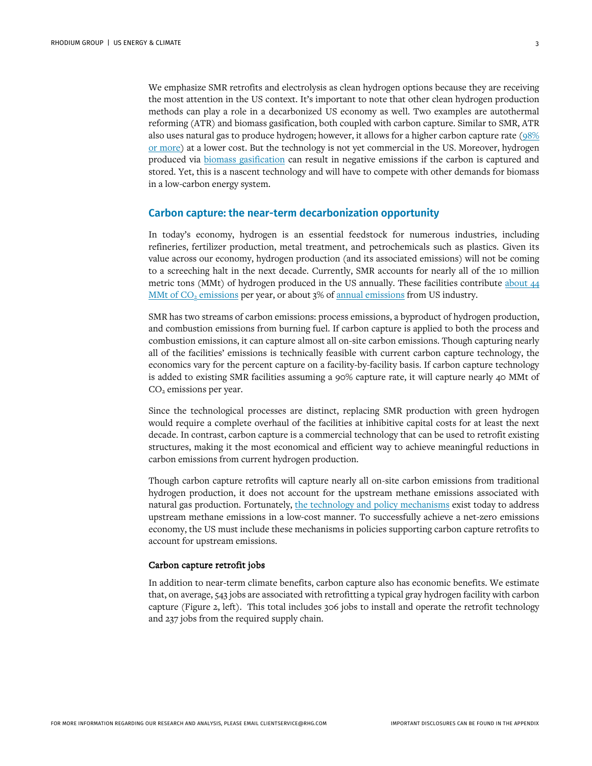We emphasize SMR retrofits and electrolysis as clean hydrogen options because they are receiving the most attention in the US context. It's important to note that other clean hydrogen production methods can play a role in a decarbonized US economy as well. Two examples are autothermal reforming (ATR) and biomass gasification, both coupled with carbon capture. Similar to SMR, ATR also uses natural gas to produce hydrogen; however, it allows for a higher carbon capture rate (98% or more) at a lower cost. But the technology is not yet commercial in the US. Moreover, hydrogen produced via biomass gasification can result in negative emissions if the carbon is captured and stored. Yet, this is a nascent technology and will have to compete with other demands for biomass in a low-carbon energy system.

## Carbon capture: the near-term decarbonization opportunity

In today's economy, hydrogen is an essential feedstock for numerous industries, including refineries, fertilizer production, metal treatment, and petrochemicals such as plastics. Given its value across our economy, hydrogen production (and its associated emissions) will not be coming to a screeching halt in the next decade. Currently, SMR accounts for nearly all of the 10 million metric tons (MMt) of hydrogen produced in the US annually. These facilities contribute about 44 MMt of $CO_2$ emissions per year, or about 3% of annual emissions from US industry.

SMR has two streams of carbon emissions: process emissions, a byproduct of hydrogen production, and combustion emissions from burning fuel. If carbon capture is applied to both the process and combustion emissions, it can capture almost all on-site carbon emissions. Though capturing nearly all of the facilities' emissions is technically feasible with current carbon capture technology, the economics vary for the percent capture on a facility-by-facility basis. If carbon capture technology is added to existing SMR facilities assuming a 90% capture rate, it will capture nearly 40 MMt of $CO_2$ emissions per year.

Since the technological processes are distinct, replacing SMR production with green hydrogen would require a complete overhaul of the facilities at inhibitive capital costs for at least the next decade. In contrast, carbon capture is a commercial technology that can be used to retrofit existing structures, making it the most economical and efficient way to achieve meaningful reductions in carbon emissions from current hydrogen production.

Though carbon capture retrofits will capture nearly all on-site carbon emissions from traditional hydrogen production, it does not account for the upstream methane emissions associated with natural gas production. Fortunately, the technology and policy mechanisms exist today to address upstream methane emissions in a low-cost manner. To successfully achieve a net-zero emissions economy, the US must include these mechanisms in policies supporting carbon capture retrofits to account for upstream emissions.

### Carbon capture retrofit jobs

In addition to near-term climate benefits, carbon capture also has economic benefits. We estimate that, on average, 543 jobs are associated with retrofitting a typical gray hydrogen facility with carbon capture (Figure 2, left). This total includes 306 jobs to install and operate the retrofit technology and 237 jobs from the required supply chain.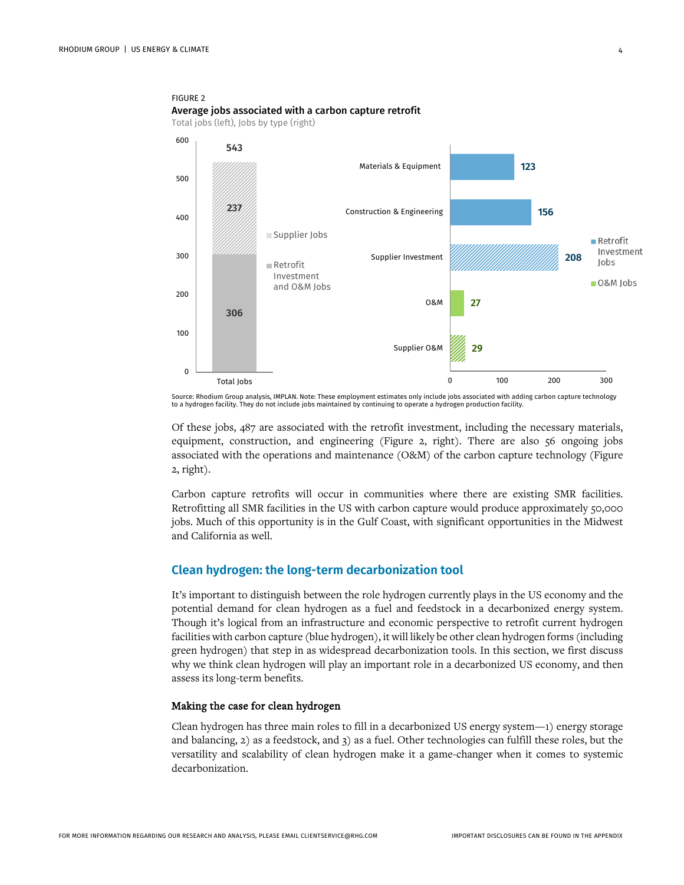FIGURE 2

**Average jobs associated with a carbon capture retrofit**

Total jobs (left), Jobs by type (right)

| Category | Jobs |
| --- | --- |
| **Total Jobs** | 543 |
| Supplier Jobs | 237 |
| Retrofit Investment and O&M Jobs | 306 |
| **Jobs by type** | |
| Materials & Equipment (Retrofit Investment Jobs) | 123 |
| Construction & Engineering (Retrofit Investment Jobs) | 156 |
| Supplier Investment (Retrofit Investment Jobs) | 208 |
| O&M (O&M Jobs) | 27 |
| Supplier O&M (O&M Jobs) | 29 |

Source: Rhodium Group analysis, IMPLAN. Note: These employment estimates only include jobs associated with adding carbon capture technology to a hydrogen facility. They do not include jobs maintained by continuing to operate a hydrogen production facility.

Of these jobs, 487 are associated with the retrofit investment, including the necessary materials, equipment, construction, and engineering (Figure 2, right). There are also 56 ongoing jobs associated with the operations and maintenance (O&M) of the carbon capture technology (Figure 2, right).

Carbon capture retrofits will occur in communities where there are existing SMR facilities. Retrofitting all SMR facilities in the US with carbon capture would produce approximately 50,000 jobs. Much of this opportunity is in the Gulf Coast, with significant opportunities in the Midwest and California as well.

## Clean hydrogen: the long-term decarbonization tool

It's important to distinguish between the role hydrogen currently plays in the US economy and the potential demand for clean hydrogen as a fuel and feedstock in a decarbonized energy system. Though it's logical from an infrastructure and economic perspective to retrofit current hydrogen facilities with carbon capture (blue hydrogen), it will likely be other clean hydrogen forms (including green hydrogen) that step in as widespread decarbonization tools. In this section, we first discuss why we think clean hydrogen will play an important role in a decarbonized US economy, and then assess its long-term benefits.

### Making the case for clean hydrogen

Clean hydrogen has three main roles to fill in a decarbonized US energy system—1) energy storage and balancing, 2) as a feedstock, and 3) as a fuel. Other technologies can fulfill these roles, but the versatility and scalability of clean hydrogen make it a game-changer when it comes to systemic decarbonization.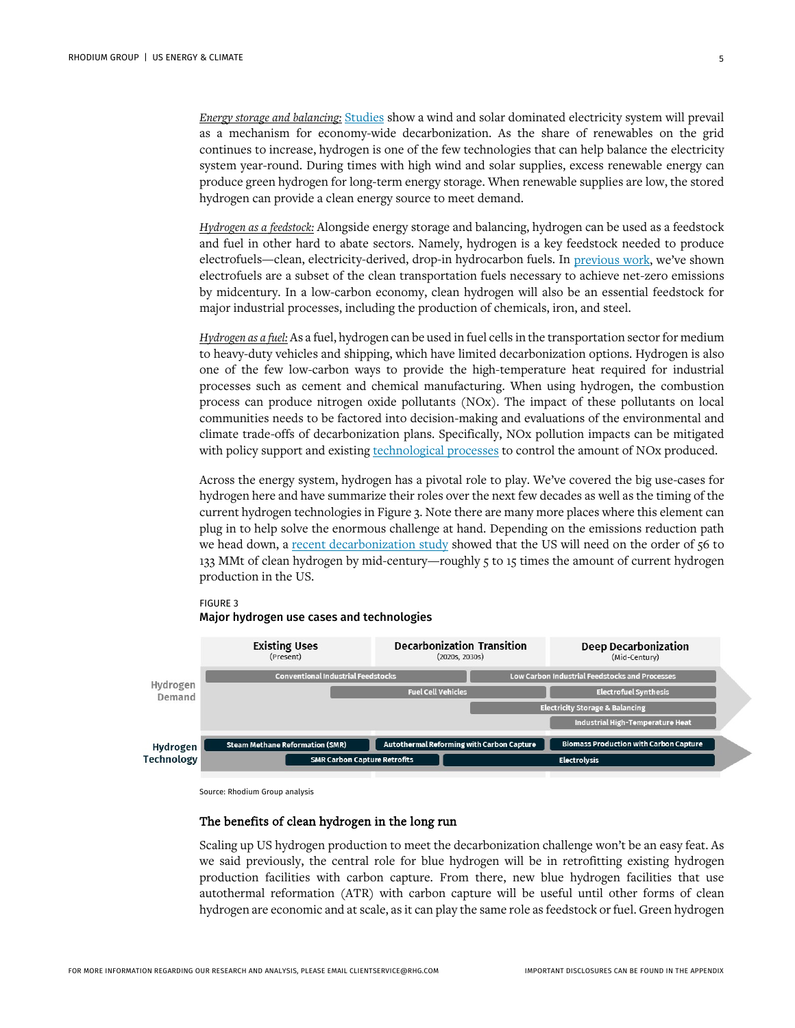*Energy storage and balancing:* Studies show a wind and solar dominated electricity system will prevail as a mechanism for economy-wide decarbonization. As the share of renewables on the grid continues to increase, hydrogen is one of the few technologies that can help balance the electricity system year-round. During times with high wind and solar supplies, excess renewable energy can produce green hydrogen for long-term energy storage. When renewable supplies are low, the stored hydrogen can provide a clean energy source to meet demand.

*Hydrogen as a feedstock:* Alongside energy storage and balancing, hydrogen can be used as a feedstock and fuel in other hard to abate sectors. Namely, hydrogen is a key feedstock needed to produce electrofuels—clean, electricity-derived, drop-in hydrocarbon fuels. In previous work, we've shown electrofuels are a subset of the clean transportation fuels necessary to achieve net-zero emissions by midcentury. In a low-carbon economy, clean hydrogen will also be an essential feedstock for major industrial processes, including the production of chemicals, iron, and steel.

*Hydrogen as a fuel:* As a fuel, hydrogen can be used in fuel cells in the transportation sector for medium to heavy-duty vehicles and shipping, which have limited decarbonization options. Hydrogen is also one of the few low-carbon ways to provide the high-temperature heat required for industrial processes such as cement and chemical manufacturing. When using hydrogen, the combustion process can produce nitrogen oxide pollutants (NOx). The impact of these pollutants on local communities needs to be factored into decision-making and evaluations of the environmental and climate trade-offs of decarbonization plans. Specifically, NOx pollution impacts can be mitigated with policy support and existing technological processes to control the amount of NOx produced.

Across the energy system, hydrogen has a pivotal role to play. We've covered the big use-cases for hydrogen here and have summarize their roles over the next few decades as well as the timing of the current hydrogen technologies in Figure 3. Note there are many more places where this element can plug in to help solve the enormous challenge at hand. Depending on the emissions reduction path we head down, a recent decarbonization study showed that the US will need on the order of 56 to 133 MMt of clean hydrogen by mid-century—roughly 5 to 15 times the amount of current hydrogen production in the US.

FIGURE 3

**Major hydrogen use cases and technologies**

| | Existing Uses (Present) | Decarbonization Transition (2020s, 2030s) | Deep Decarbonization (Mid-Century) |
|---|---|---|---|
| **Hydrogen Demand** | Conventional Industrial Feedstocks | Conventional Industrial Feedstocks → Low Carbon Industrial Feedstocks and Processes | Low Carbon Industrial Feedstocks and Processes |
| | Fuel Cell Vehicles (starting late) | Fuel Cell Vehicles | Electrofuel Synthesis |
| | | Electricity Storage & Balancing (starting late) | Electricity Storage & Balancing |
| | | | Industrial High-Temperature Heat |
| **Hydrogen Technology** | Steam Methane Reformation (SMR) | Autothermal Reforming with Carbon Capture | Biomass Production with Carbon Capture |
| | SMR Carbon Capture Retrofits | SMR Carbon Capture Retrofits → Electrolysis | Electrolysis |

Source: Rhodium Group analysis

### The benefits of clean hydrogen in the long run

Scaling up US hydrogen production to meet the decarbonization challenge won't be an easy feat. As we said previously, the central role for blue hydrogen will be in retrofitting existing hydrogen production facilities with carbon capture. From there, new blue hydrogen facilities that use autothermal reformation (ATR) with carbon capture will be useful until other forms of clean hydrogen are economic and at scale, as it can play the same role as feedstock or fuel. Green hydrogen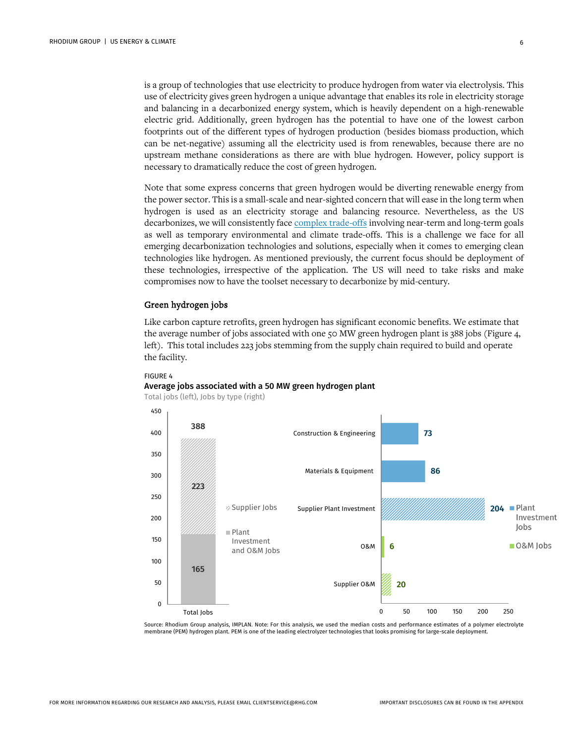is a group of technologies that use electricity to produce hydrogen from water via electrolysis. This use of electricity gives green hydrogen a unique advantage that enables its role in electricity storage and balancing in a decarbonized energy system, which is heavily dependent on a high-renewable electric grid. Additionally, green hydrogen has the potential to have one of the lowest carbon footprints out of the different types of hydrogen production (besides biomass production, which can be net-negative) assuming all the electricity used is from renewables, because there are no upstream methane considerations as there are with blue hydrogen. However, policy support is necessary to dramatically reduce the cost of green hydrogen.

Note that some express concerns that green hydrogen would be diverting renewable energy from the power sector. This is a small-scale and near-sighted concern that will ease in the long term when hydrogen is used as an electricity storage and balancing resource. Nevertheless, as the US decarbonizes, we will consistently face complex trade-offs involving near-term and long-term goals as well as temporary environmental and climate trade-offs. This is a challenge we face for all emerging decarbonization technologies and solutions, especially when it comes to emerging clean technologies like hydrogen. As mentioned previously, the current focus should be deployment of these technologies, irrespective of the application. The US will need to take risks and make compromises now to have the toolset necessary to decarbonize by mid-century.

### Green hydrogen jobs

Like carbon capture retrofits, green hydrogen has significant economic benefits. We estimate that the average number of jobs associated with one 50 MW green hydrogen plant is 388 jobs (Figure 4, left). This total includes 223 jobs stemming from the supply chain required to build and operate the facility.

FIGURE 4

**Average jobs associated with a 50 MW green hydrogen plant**

Total jobs (left), Jobs by type (right)

Total jobs (left):

| Category | Jobs |
| --- | --- |
| Supplier Jobs | 223 |
| Plant Investment and O&M Jobs | 165 |
| Total Jobs | 388 |

Jobs by type (right):

| Type | Jobs | Category |
| --- | --- | --- |
| Construction & Engineering | 73 | Plant Investment Jobs |
| Materials & Equipment | 86 | Plant Investment Jobs |
| Supplier Plant Investment | 204 | Plant Investment Jobs |
| O&M | 6 | O&M Jobs |
| Supplier O&M | 20 | O&M Jobs |

Source: Rhodium Group analysis, IMPLAN. Note: For this analysis, we used the median costs and performance estimates of a polymer electrolyte membrane (PEM) hydrogen plant. PEM is one of the leading electrolyzer technologies that looks promising for large-scale deployment.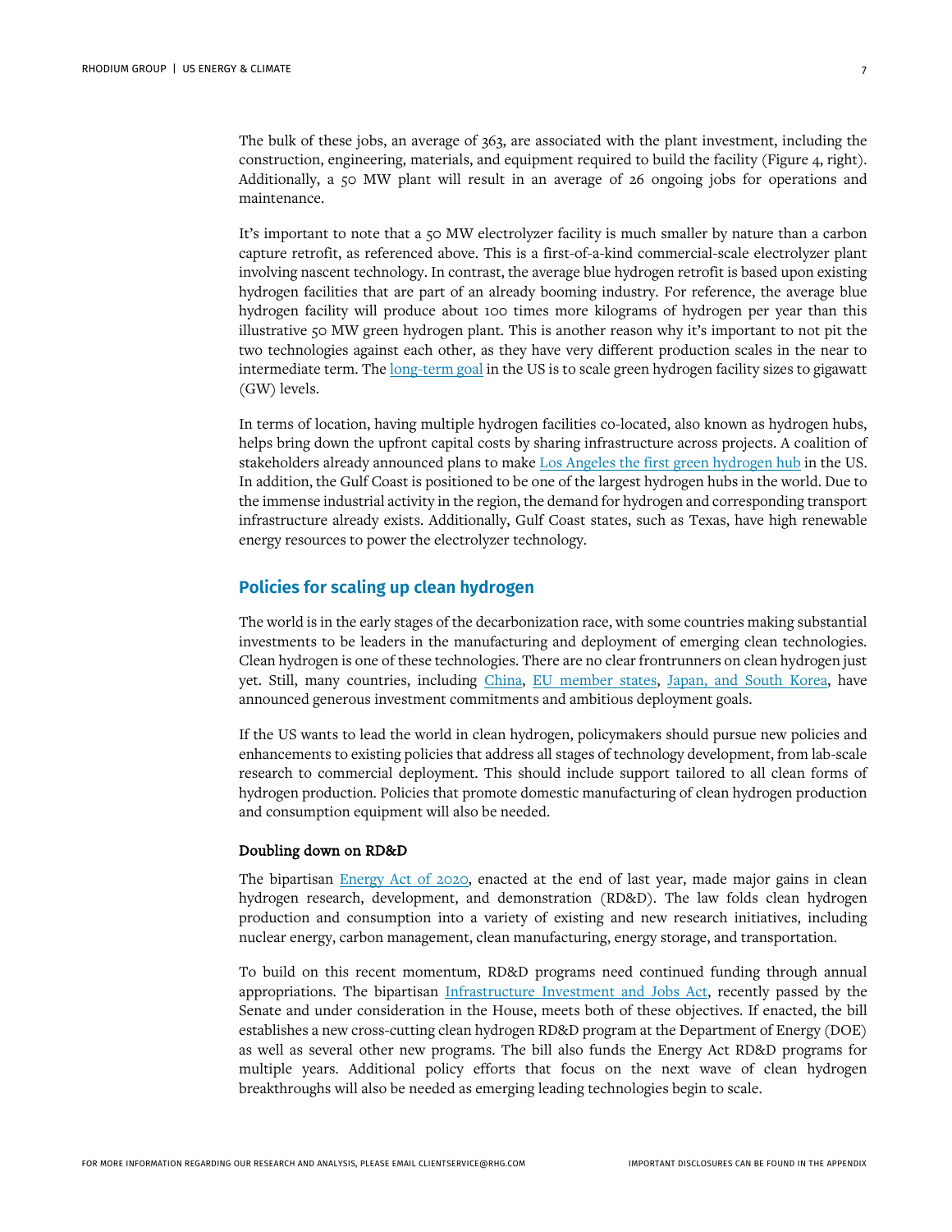The bulk of these jobs, an average of 363, are associated with the plant investment, including the construction, engineering, materials, and equipment required to build the facility (Figure 4, right). Additionally, a 50 MW plant will result in an average of 26 ongoing jobs for operations and maintenance.

It's important to note that a 50 MW electrolyzer facility is much smaller by nature than a carbon capture retrofit, as referenced above. This is a first-of-a-kind commercial-scale electrolyzer plant involving nascent technology. In contrast, the average blue hydrogen retrofit is based upon existing hydrogen facilities that are part of an already booming industry. For reference, the average blue hydrogen facility will produce about 100 times more kilograms of hydrogen per year than this illustrative 50 MW green hydrogen plant. This is another reason why it's important to not pit the two technologies against each other, as they have very different production scales in the near to intermediate term. The long-term goal in the US is to scale green hydrogen facility sizes to gigawatt (GW) levels.

In terms of location, having multiple hydrogen facilities co-located, also known as hydrogen hubs, helps bring down the upfront capital costs by sharing infrastructure across projects. A coalition of stakeholders already announced plans to make Los Angeles the first green hydrogen hub in the US. In addition, the Gulf Coast is positioned to be one of the largest hydrogen hubs in the world. Due to the immense industrial activity in the region, the demand for hydrogen and corresponding transport infrastructure already exists. Additionally, Gulf Coast states, such as Texas, have high renewable energy resources to power the electrolyzer technology.

## Policies for scaling up clean hydrogen

The world is in the early stages of the decarbonization race, with some countries making substantial investments to be leaders in the manufacturing and deployment of emerging clean technologies. Clean hydrogen is one of these technologies. There are no clear frontrunners on clean hydrogen just yet. Still, many countries, including China, EU member states, Japan, and South Korea, have announced generous investment commitments and ambitious deployment goals.

If the US wants to lead the world in clean hydrogen, policymakers should pursue new policies and enhancements to existing policies that address all stages of technology development, from lab-scale research to commercial deployment. This should include support tailored to all clean forms of hydrogen production. Policies that promote domestic manufacturing of clean hydrogen production and consumption equipment will also be needed.

### Doubling down on RD&D

The bipartisan Energy Act of 2020, enacted at the end of last year, made major gains in clean hydrogen research, development, and demonstration (RD&D). The law folds clean hydrogen production and consumption into a variety of existing and new research initiatives, including nuclear energy, carbon management, clean manufacturing, energy storage, and transportation.

To build on this recent momentum, RD&D programs need continued funding through annual appropriations. The bipartisan Infrastructure Investment and Jobs Act, recently passed by the Senate and under consideration in the House, meets both of these objectives. If enacted, the bill establishes a new cross-cutting clean hydrogen RD&D program at the Department of Energy (DOE) as well as several other new programs. The bill also funds the Energy Act RD&D programs for multiple years. Additional policy efforts that focus on the next wave of clean hydrogen breakthroughs will also be needed as emerging leading technologies begin to scale.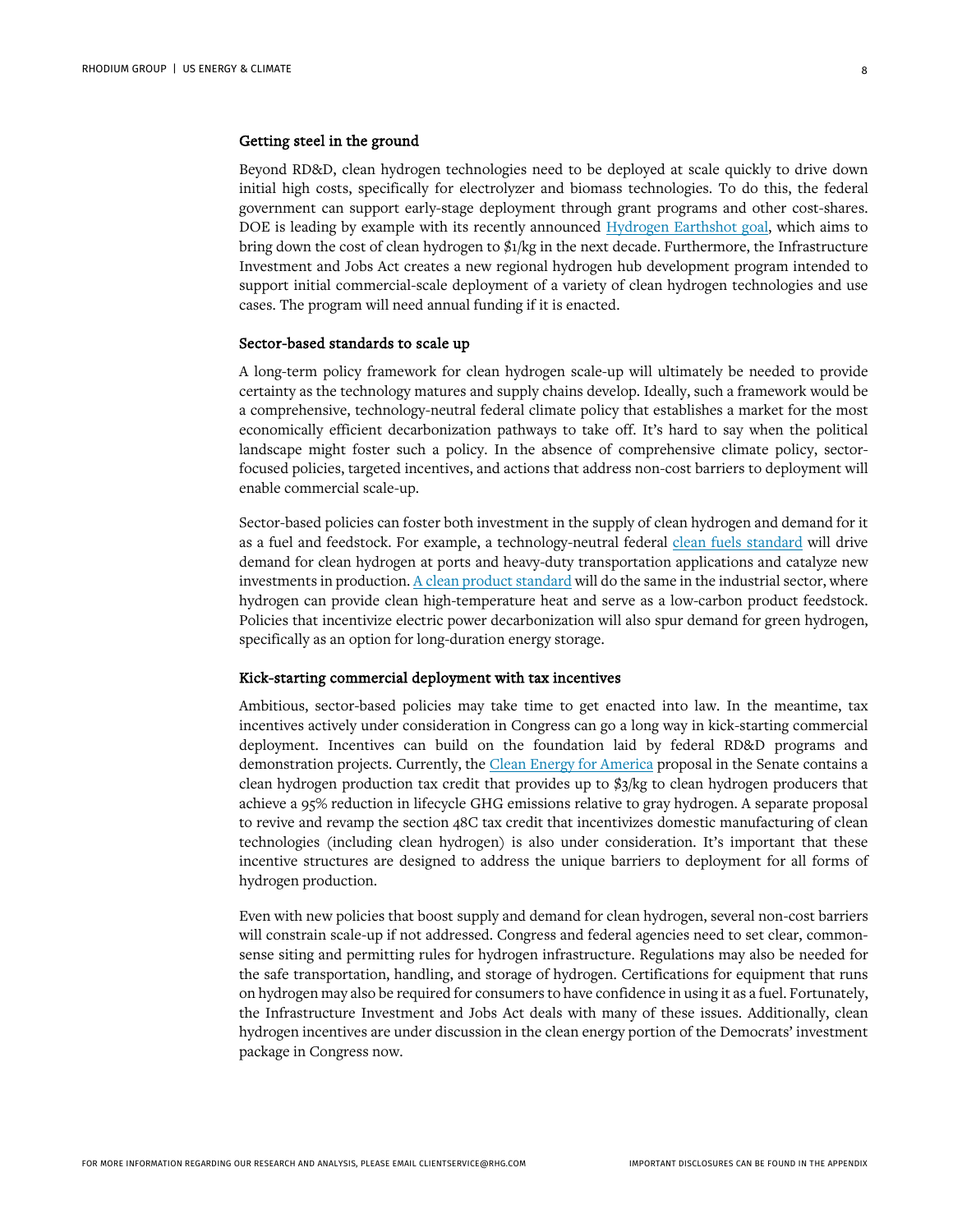### Getting steel in the ground

Beyond RD&D, clean hydrogen technologies need to be deployed at scale quickly to drive down initial high costs, specifically for electrolyzer and biomass technologies. To do this, the federal government can support early-stage deployment through grant programs and other cost-shares. DOE is leading by example with its recently announced Hydrogen Earthshot goal, which aims to bring down the cost of clean hydrogen to $1/kg in the next decade. Furthermore, the Infrastructure Investment and Jobs Act creates a new regional hydrogen hub development program intended to support initial commercial-scale deployment of a variety of clean hydrogen technologies and use cases. The program will need annual funding if it is enacted.

### Sector-based standards to scale up

A long-term policy framework for clean hydrogen scale-up will ultimately be needed to provide certainty as the technology matures and supply chains develop. Ideally, such a framework would be a comprehensive, technology-neutral federal climate policy that establishes a market for the most economically efficient decarbonization pathways to take off. It's hard to say when the political landscape might foster such a policy. In the absence of comprehensive climate policy, sector-focused policies, targeted incentives, and actions that address non-cost barriers to deployment will enable commercial scale-up.

Sector-based policies can foster both investment in the supply of clean hydrogen and demand for it as a fuel and feedstock. For example, a technology-neutral federal clean fuels standard will drive demand for clean hydrogen at ports and heavy-duty transportation applications and catalyze new investments in production. A clean product standard will do the same in the industrial sector, where hydrogen can provide clean high-temperature heat and serve as a low-carbon product feedstock. Policies that incentivize electric power decarbonization will also spur demand for green hydrogen, specifically as an option for long-duration energy storage.

### Kick-starting commercial deployment with tax incentives

Ambitious, sector-based policies may take time to get enacted into law. In the meantime, tax incentives actively under consideration in Congress can go a long way in kick-starting commercial deployment. Incentives can build on the foundation laid by federal RD&D programs and demonstration projects. Currently, the Clean Energy for America proposal in the Senate contains a clean hydrogen production tax credit that provides up to $3/kg to clean hydrogen producers that achieve a 95% reduction in lifecycle GHG emissions relative to gray hydrogen. A separate proposal to revive and revamp the section 48C tax credit that incentivizes domestic manufacturing of clean technologies (including clean hydrogen) is also under consideration. It's important that these incentive structures are designed to address the unique barriers to deployment for all forms of hydrogen production.

Even with new policies that boost supply and demand for clean hydrogen, several non-cost barriers will constrain scale-up if not addressed. Congress and federal agencies need to set clear, common-sense siting and permitting rules for hydrogen infrastructure. Regulations may also be needed for the safe transportation, handling, and storage of hydrogen. Certifications for equipment that runs on hydrogen may also be required for consumers to have confidence in using it as a fuel. Fortunately, the Infrastructure Investment and Jobs Act deals with many of these issues. Additionally, clean hydrogen incentives are under discussion in the clean energy portion of the Democrats' investment package in Congress now.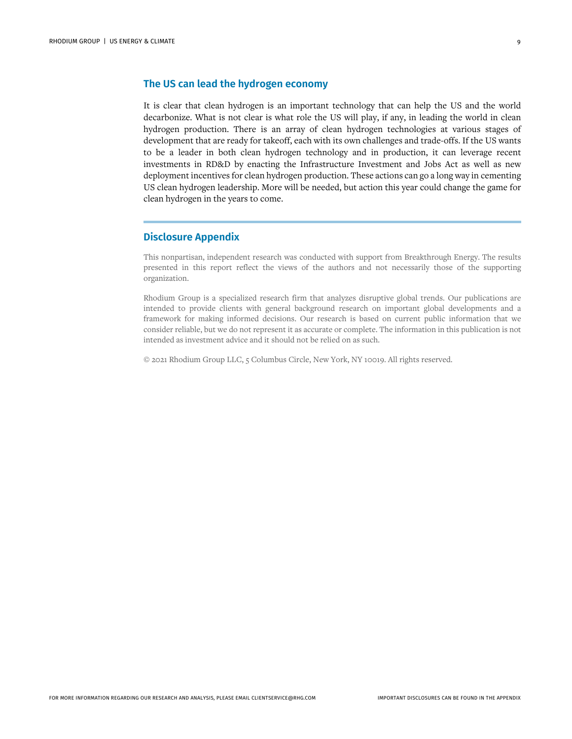## The US can lead the hydrogen economy

It is clear that clean hydrogen is an important technology that can help the US and the world decarbonize. What is not clear is what role the US will play, if any, in leading the world in clean hydrogen production. There is an array of clean hydrogen technologies at various stages of development that are ready for takeoff, each with its own challenges and trade-offs. If the US wants to be a leader in both clean hydrogen technology and in production, it can leverage recent investments in RD&D by enacting the Infrastructure Investment and Jobs Act as well as new deployment incentives for clean hydrogen production. These actions can go a long way in cementing US clean hydrogen leadership. More will be needed, but action this year could change the game for clean hydrogen in the years to come.

## Disclosure Appendix

This nonpartisan, independent research was conducted with support from Breakthrough Energy. The results presented in this report reflect the views of the authors and not necessarily those of the supporting organization.

Rhodium Group is a specialized research firm that analyzes disruptive global trends. Our publications are intended to provide clients with general background research on important global developments and a framework for making informed decisions. Our research is based on current public information that we consider reliable, but we do not represent it as accurate or complete. The information in this publication is not intended as investment advice and it should not be relied on as such.

© 2021 Rhodium Group LLC, 5 Columbus Circle, New York, NY 10019. All rights reserved.